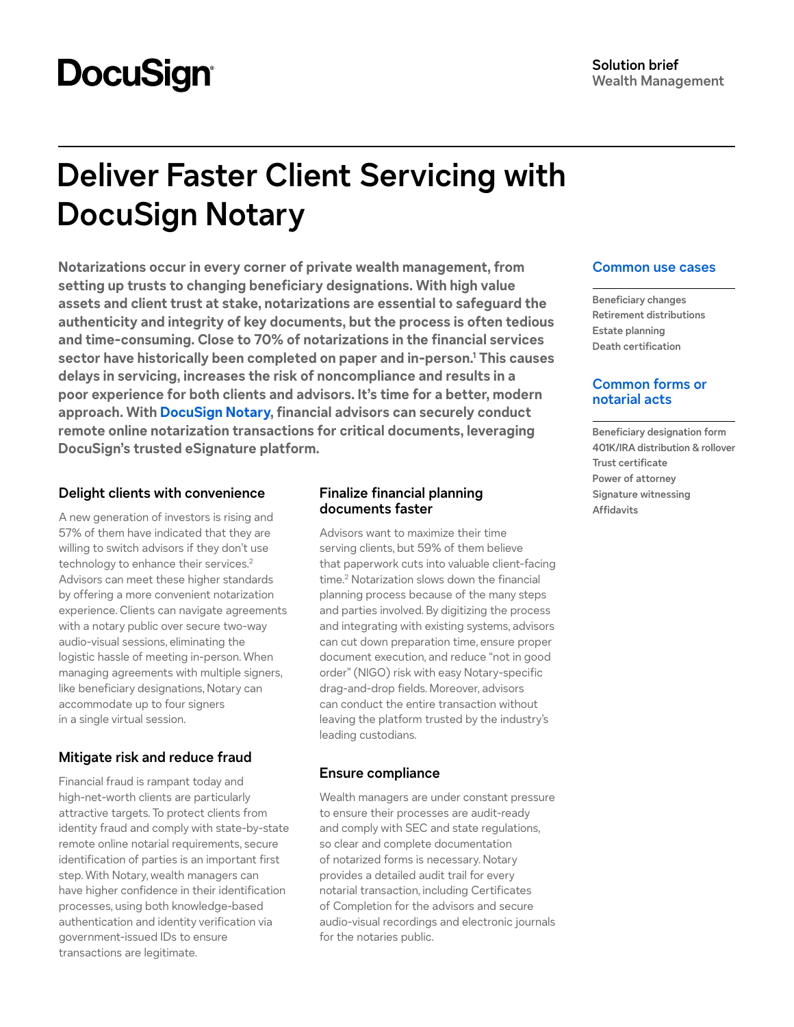DocuSign

Solution brief
Wealth Management

# Deliver Faster Client Servicing with DocuSign Notary

**Notarizations occur in every corner of private wealth management, from setting up trusts to changing beneficiary designations. With high value assets and client trust at stake, notarizations are essential to safeguard the authenticity and integrity of key documents, but the process is often tedious and time-consuming. Close to 70% of notarizations in the financial services sector have historically been completed on paper and in-person.[1] This causes delays in servicing, increases the risk of noncompliance and results in a poor experience for both clients and advisors. It's time for a better, modern approach. With DocuSign Notary, financial advisors can securely conduct remote online notarization transactions for critical documents, leveraging DocuSign's trusted eSignature platform.**

### Delight clients with convenience

A new generation of investors is rising and 57% of them have indicated that they are willing to switch advisors if they don't use technology to enhance their services.[2] Advisors can meet these higher standards by offering a more convenient notarization experience. Clients can navigate agreements with a notary public over secure two-way audio-visual sessions, eliminating the logistic hassle of meeting in-person. When managing agreements with multiple signers, like beneficiary designations, Notary can accommodate up to four signers in a single virtual session.

### Mitigate risk and reduce fraud

Financial fraud is rampant today and high-net-worth clients are particularly attractive targets. To protect clients from identity fraud and comply with state-by-state remote online notarial requirements, secure identification of parties is an important first step. With Notary, wealth managers can have higher confidence in their identification processes, using both knowledge-based authentication and identity verification via government-issued IDs to ensure transactions are legitimate.

### Finalize financial planning documents faster

Advisors want to maximize their time serving clients, but 59% of them believe that paperwork cuts into valuable client-facing time.[2] Notarization slows down the financial planning process because of the many steps and parties involved. By digitizing the process and integrating with existing systems, advisors can cut down preparation time, ensure proper document execution, and reduce "not in good order" (NIGO) risk with easy Notary-specific drag-and-drop fields. Moreover, advisors can conduct the entire transaction without leaving the platform trusted by the industry's leading custodians.

### Ensure compliance

Wealth managers are under constant pressure to ensure their processes are audit-ready and comply with SEC and state regulations, so clear and complete documentation of notarized forms is necessary. Notary provides a detailed audit trail for every notarial transaction, including Certificates of Completion for the advisors and secure audio-visual recordings and electronic journals for the notaries public.

### Common use cases

- Beneficiary changes
- Retirement distributions
- Estate planning
- Death certification

### Common forms or notarial acts

- Beneficiary designation form
- 401K/IRA distribution & rollover
- Trust certificate
- Power of attorney
- Signature witnessing
- Affidavits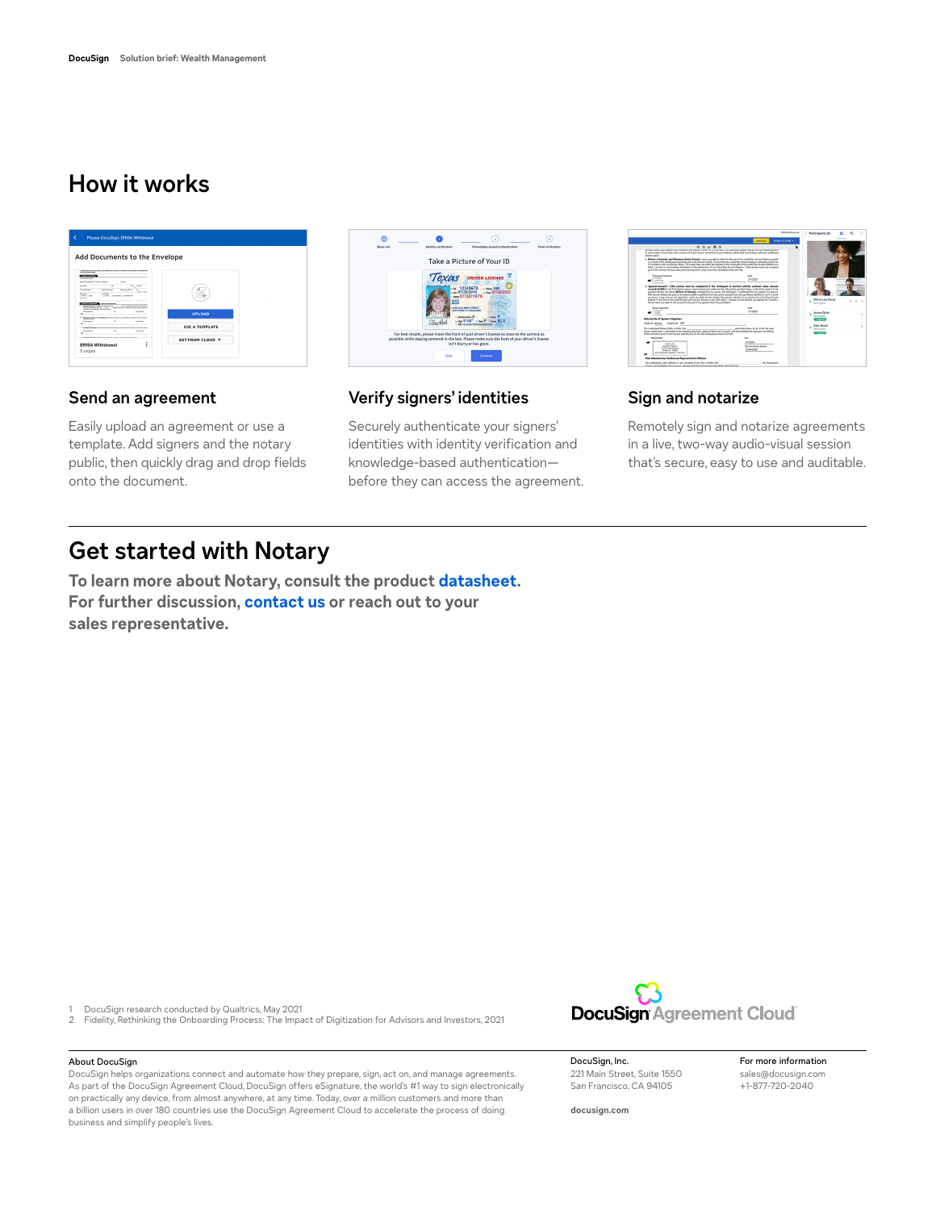# How it works

### Send an agreement

Easily upload an agreement or use a template. Add signers and the notary public, then quickly drag and drop fields onto the document.

### Verify signers' identities

Securely authenticate your signers' identities with identity verification and knowledge-based authentication—before they can access the agreement.

### Sign and notarize

Remotely sign and notarize agreements in a live, two-way audio-visual session that's secure, easy to use and auditable.

## Get started with Notary

**To learn more about Notary, consult the product datasheet. For further discussion, contact us or reach out to your sales representative.**

1 DocuSign research conducted by Qualtrics, May 2021
2 Fidelity, Rethinking the Onboarding Process: The Impact of Digitization for Advisors and Investors, 2021

DocuSign Agreement Cloud

About DocuSign
DocuSign helps organizations connect and automate how they prepare, sign, act on, and manage agreements. As part of the DocuSign Agreement Cloud, DocuSign offers eSignature, the world's #1 way to sign electronically on practically any device, from almost anywhere, at any time. Today, over a million customers and more than a billion users in over 180 countries use the DocuSign Agreement Cloud to accelerate the process of doing business and simplify people's lives.

DocuSign, Inc.
221 Main Street, Suite 1550
San Francisco, CA 94105

docusign.com

For more information
sales@docusign.com
+1-877-720-2040